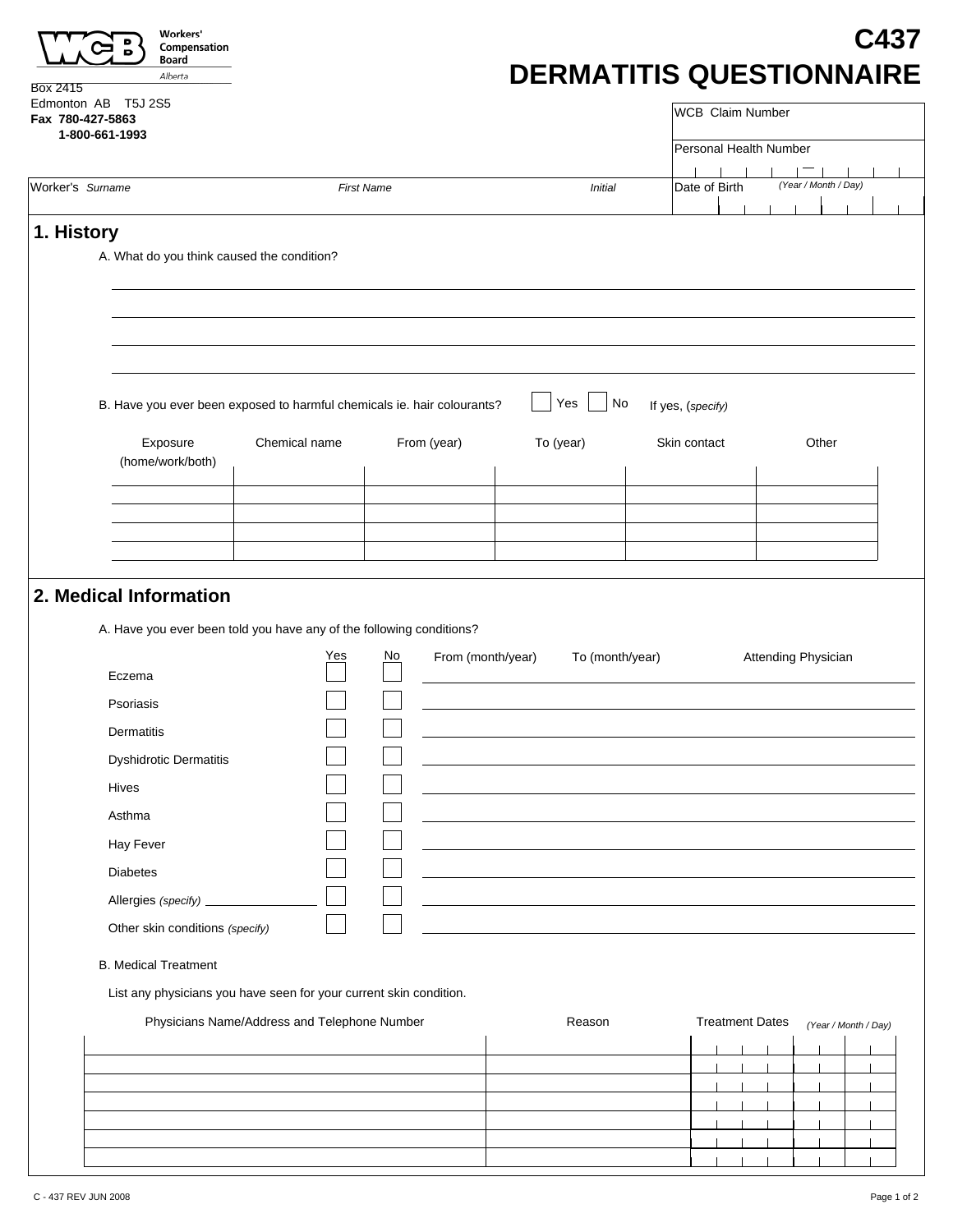Workers' Compensation Board
Alberta

Box 2415
Edmonton AB T5J 2S5
**Fax 780-427-5863**
**1-800-661-1993**

# C437
# DERMATITIS QUESTIONNAIRE

| WCB Claim Number |
|---|
| Personal Health Number |
| Date of Birth *(Year / Month / Day)* |

| Worker's *Surname* | *First Name* | *Initial* |
|---|---|---|
| | | |

## 1. History

A. What do you think caused the condition?

B. Have you ever been exposed to harmful chemicals ie. hair colourants? ☐ Yes ☐ No If yes, (*specify*)

| Exposure (home/work/both) | Chemical name | From (year) | To (year) | Skin contact | Other |
|---|---|---|---|---|---|
| | | | | | |
| | | | | | |
| | | | | | |
| | | | | | |
| | | | | | |

## 2. Medical Information

A. Have you ever been told you have any of the following conditions?

| | Yes | No | From (month/year) | To (month/year) | Attending Physician |
|---|---|---|---|---|---|
| Eczema | ☐ | ☐ | | | |
| Psoriasis | ☐ | ☐ | | | |
| Dermatitis | ☐ | ☐ | | | |
| Dyshidrotic Dermatitis | ☐ | ☐ | | | |
| Hives | ☐ | ☐ | | | |
| Asthma | ☐ | ☐ | | | |
| Hay Fever | ☐ | ☐ | | | |
| Diabetes | ☐ | ☐ | | | |
| Allergies *(specify)* ______ | ☐ | ☐ | | | |
| Other skin conditions *(specify)* | ☐ | ☐ | | | |

B. Medical Treatment

List any physicians you have seen for your current skin condition.

| Physicians Name/Address and Telephone Number | Reason | Treatment Dates *(Year / Month / Day)* |
|---|---|---|
| | | |
| | | |
| | | |
| | | |
| | | |
| | | |
| | | |

C - 437 REV JUN 2008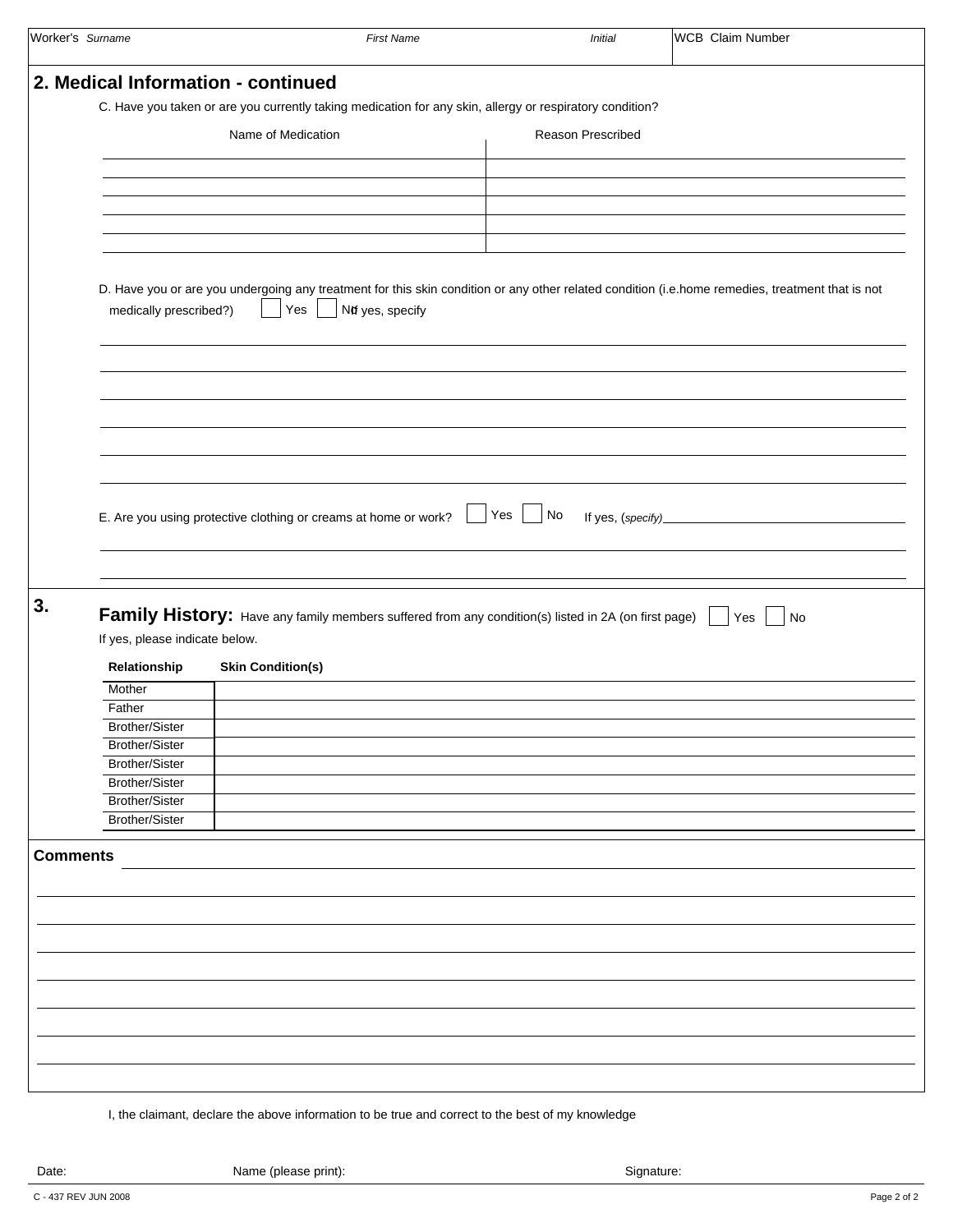| Worker's *Surname* | *First Name* | *Initial* | WCB Claim Number |
|---|---|---|---|
| | | | |

## 2. Medical Information - continued

C. Have you taken or are you currently taking medication for any skin, allergy or respiratory condition?

| Name of Medication | Reason Prescribed |
|---|---|
| | |
| | |
| | |
| | |
| | |

D. Have you or are you undergoing any treatment for this skin condition or any other related condition (i.e.home remedies, treatment that is not medically prescribed?) ☐ Yes ☐ No If yes, specify

E. Are you using protective clothing or creams at home or work? ☐ Yes ☐ No If yes, (*specify*)

## 3. Family History:

Have any family members suffered from any condition(s) listed in 2A (on first page) ☐ Yes ☐ No

If yes, please indicate below.

| Relationship | Skin Condition(s) |
|---|---|
| Mother | |
| Father | |
| Brother/Sister | |
| Brother/Sister | |
| Brother/Sister | |
| Brother/Sister | |
| Brother/Sister | |
| Brother/Sister | |

**Comments**

I, the claimant, declare the above information to be true and correct to the best of my knowledge

Date: Name (please print): Signature:

C - 437 REV JUN 2008